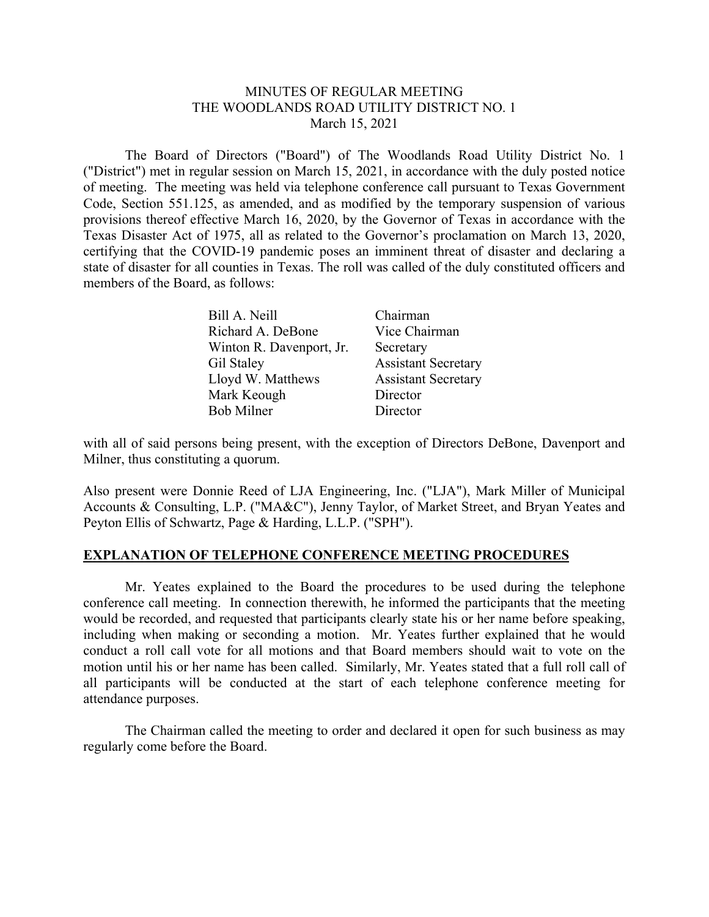# MINUTES OF REGULAR MEETING
# THE WOODLANDS ROAD UTILITY DISTRICT NO. 1
# March 15, 2021

The Board of Directors ("Board") of The Woodlands Road Utility District No. 1 ("District") met in regular session on March 15, 2021, in accordance with the duly posted notice of meeting. The meeting was held via telephone conference call pursuant to Texas Government Code, Section 551.125, as amended, and as modified by the temporary suspension of various provisions thereof effective March 16, 2020, by the Governor of Texas in accordance with the Texas Disaster Act of 1975, all as related to the Governor's proclamation on March 13, 2020, certifying that the COVID-19 pandemic poses an imminent threat of disaster and declaring a state of disaster for all counties in Texas. The roll was called of the duly constituted officers and members of the Board, as follows:

| | |
|---|---|
| Bill A. Neill | Chairman |
| Richard A. DeBone | Vice Chairman |
| Winton R. Davenport, Jr. | Secretary |
| Gil Staley | Assistant Secretary |
| Lloyd W. Matthews | Assistant Secretary |
| Mark Keough | Director |
| Bob Milner | Director |

with all of said persons being present, with the exception of Directors DeBone, Davenport and Milner, thus constituting a quorum.

Also present were Donnie Reed of LJA Engineering, Inc. ("LJA"), Mark Miller of Municipal Accounts & Consulting, L.P. ("MA&C"), Jenny Taylor, of Market Street, and Bryan Yeates and Peyton Ellis of Schwartz, Page & Harding, L.L.P. ("SPH").

## EXPLANATION OF TELEPHONE CONFERENCE MEETING PROCEDURES

Mr. Yeates explained to the Board the procedures to be used during the telephone conference call meeting. In connection therewith, he informed the participants that the meeting would be recorded, and requested that participants clearly state his or her name before speaking, including when making or seconding a motion. Mr. Yeates further explained that he would conduct a roll call vote for all motions and that Board members should wait to vote on the motion until his or her name has been called. Similarly, Mr. Yeates stated that a full roll call of all participants will be conducted at the start of each telephone conference meeting for attendance purposes.

The Chairman called the meeting to order and declared it open for such business as may regularly come before the Board.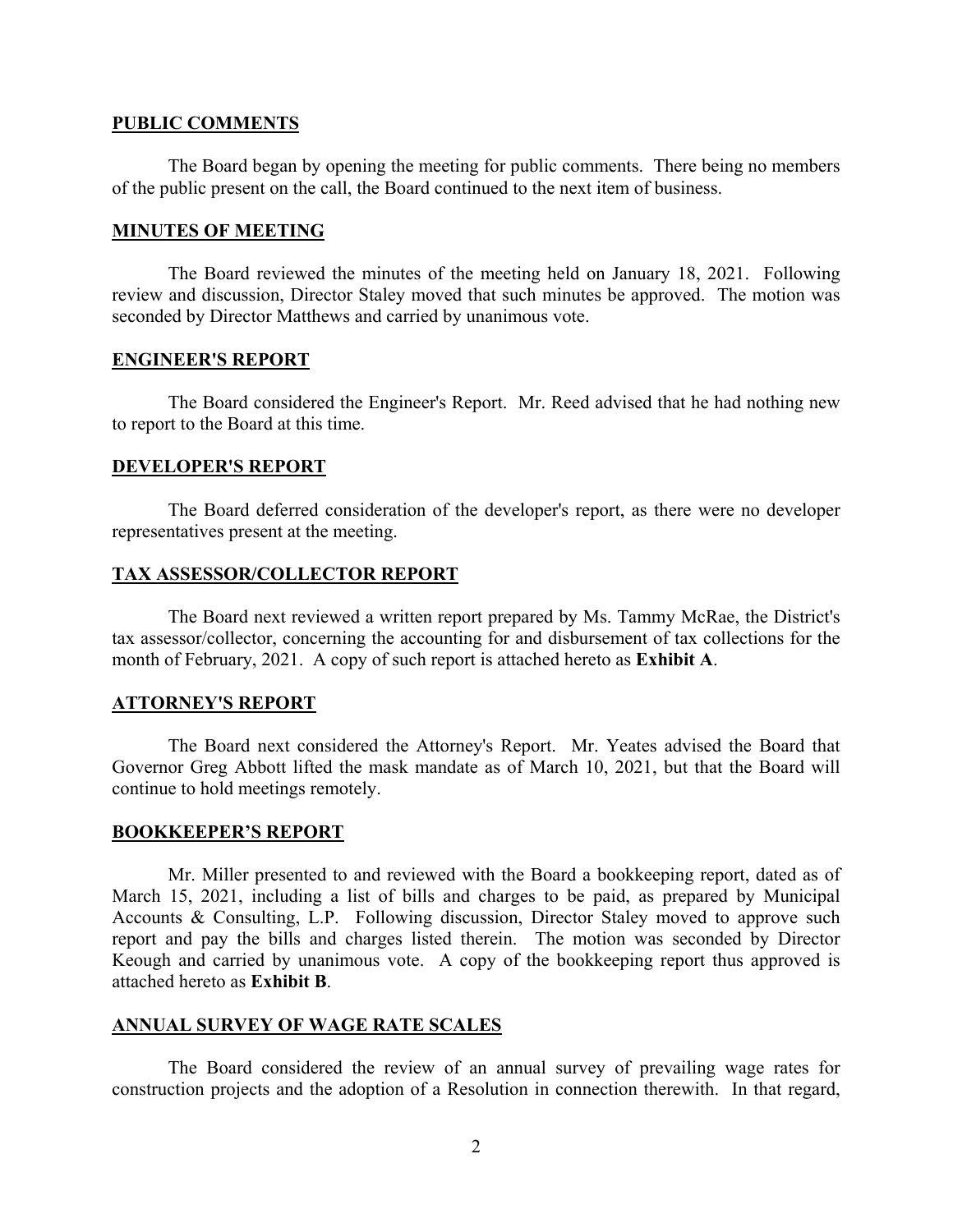## PUBLIC COMMENTS

The Board began by opening the meeting for public comments. There being no members of the public present on the call, the Board continued to the next item of business.

## MINUTES OF MEETING

The Board reviewed the minutes of the meeting held on January 18, 2021. Following review and discussion, Director Staley moved that such minutes be approved. The motion was seconded by Director Matthews and carried by unanimous vote.

## ENGINEER'S REPORT

The Board considered the Engineer's Report. Mr. Reed advised that he had nothing new to report to the Board at this time.

## DEVELOPER'S REPORT

The Board deferred consideration of the developer's report, as there were no developer representatives present at the meeting.

## TAX ASSESSOR/COLLECTOR REPORT

The Board next reviewed a written report prepared by Ms. Tammy McRae, the District's tax assessor/collector, concerning the accounting for and disbursement of tax collections for the month of February, 2021. A copy of such report is attached hereto as **Exhibit A**.

## ATTORNEY'S REPORT

The Board next considered the Attorney's Report. Mr. Yeates advised the Board that Governor Greg Abbott lifted the mask mandate as of March 10, 2021, but that the Board will continue to hold meetings remotely.

## BOOKKEEPER'S REPORT

Mr. Miller presented to and reviewed with the Board a bookkeeping report, dated as of March 15, 2021, including a list of bills and charges to be paid, as prepared by Municipal Accounts & Consulting, L.P. Following discussion, Director Staley moved to approve such report and pay the bills and charges listed therein. The motion was seconded by Director Keough and carried by unanimous vote. A copy of the bookkeeping report thus approved is attached hereto as **Exhibit B**.

## ANNUAL SURVEY OF WAGE RATE SCALES

The Board considered the review of an annual survey of prevailing wage rates for construction projects and the adoption of a Resolution in connection therewith. In that regard,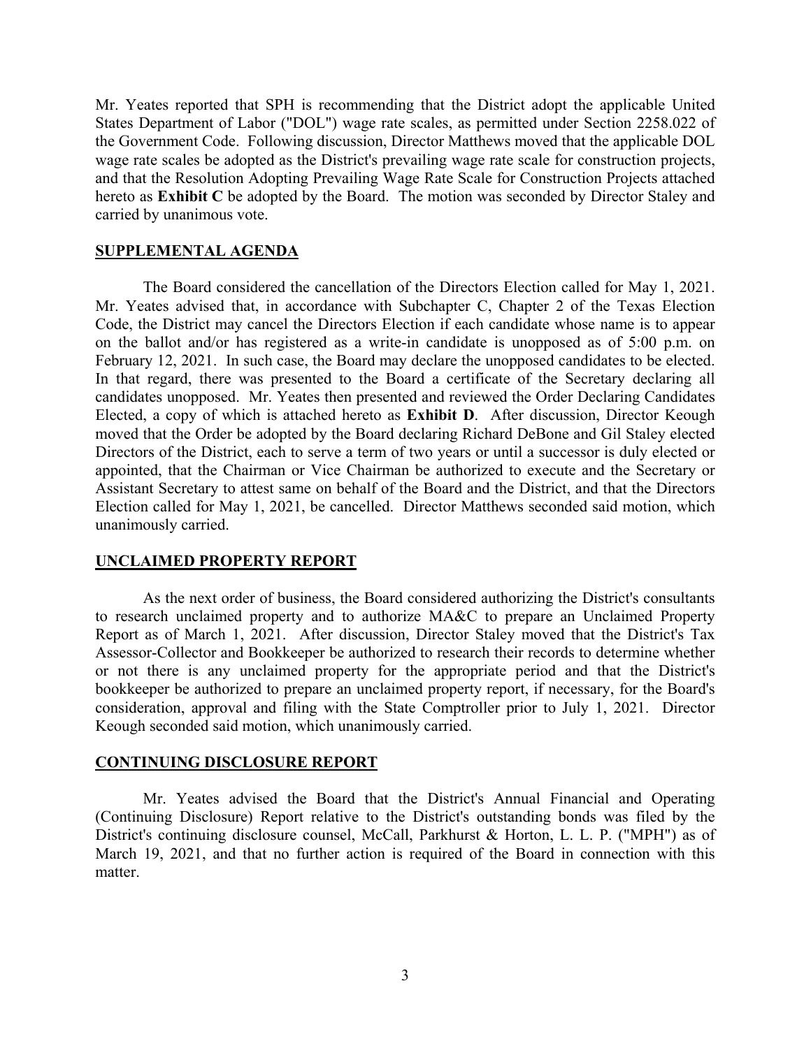Mr. Yeates reported that SPH is recommending that the District adopt the applicable United States Department of Labor ("DOL") wage rate scales, as permitted under Section 2258.022 of the Government Code. Following discussion, Director Matthews moved that the applicable DOL wage rate scales be adopted as the District's prevailing wage rate scale for construction projects, and that the Resolution Adopting Prevailing Wage Rate Scale for Construction Projects attached hereto as **Exhibit C** be adopted by the Board. The motion was seconded by Director Staley and carried by unanimous vote.

## SUPPLEMENTAL AGENDA

The Board considered the cancellation of the Directors Election called for May 1, 2021. Mr. Yeates advised that, in accordance with Subchapter C, Chapter 2 of the Texas Election Code, the District may cancel the Directors Election if each candidate whose name is to appear on the ballot and/or has registered as a write-in candidate is unopposed as of 5:00 p.m. on February 12, 2021. In such case, the Board may declare the unopposed candidates to be elected. In that regard, there was presented to the Board a certificate of the Secretary declaring all candidates unopposed. Mr. Yeates then presented and reviewed the Order Declaring Candidates Elected, a copy of which is attached hereto as **Exhibit D**. After discussion, Director Keough moved that the Order be adopted by the Board declaring Richard DeBone and Gil Staley elected Directors of the District, each to serve a term of two years or until a successor is duly elected or appointed, that the Chairman or Vice Chairman be authorized to execute and the Secretary or Assistant Secretary to attest same on behalf of the Board and the District, and that the Directors Election called for May 1, 2021, be cancelled. Director Matthews seconded said motion, which unanimously carried.

## UNCLAIMED PROPERTY REPORT

As the next order of business, the Board considered authorizing the District's consultants to research unclaimed property and to authorize MA&C to prepare an Unclaimed Property Report as of March 1, 2021. After discussion, Director Staley moved that the District's Tax Assessor-Collector and Bookkeeper be authorized to research their records to determine whether or not there is any unclaimed property for the appropriate period and that the District's bookkeeper be authorized to prepare an unclaimed property report, if necessary, for the Board's consideration, approval and filing with the State Comptroller prior to July 1, 2021. Director Keough seconded said motion, which unanimously carried.

## CONTINUING DISCLOSURE REPORT

Mr. Yeates advised the Board that the District's Annual Financial and Operating (Continuing Disclosure) Report relative to the District's outstanding bonds was filed by the District's continuing disclosure counsel, McCall, Parkhurst & Horton, L. L. P. ("MPH") as of March 19, 2021, and that no further action is required of the Board in connection with this matter.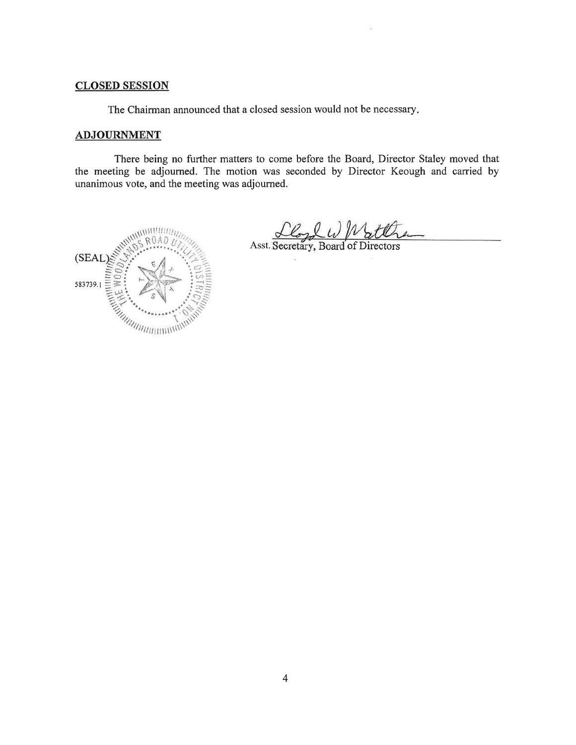## CLOSED SESSION

The Chairman announced that a closed session would not be necessary.

## ADJOURNMENT

There being no further matters to come before the Board, Director Staley moved that the meeting be adjourned. The motion was seconded by Director Keough and carried by unanimous vote, and the meeting was adjourned.

(SEAL)

583739.1

Asst. Secretary, Board of Directors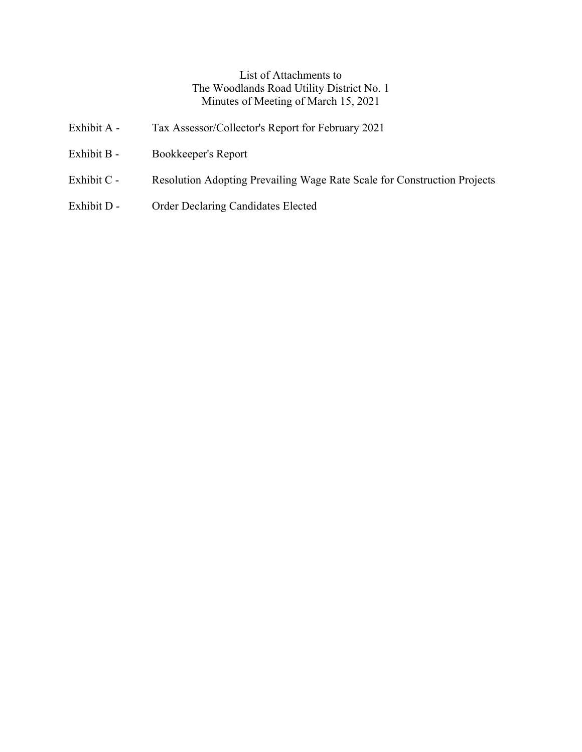List of Attachments to
The Woodlands Road Utility District No. 1
Minutes of Meeting of March 15, 2021

Exhibit A - Tax Assessor/Collector's Report for February 2021

Exhibit B - Bookkeeper's Report

Exhibit C - Resolution Adopting Prevailing Wage Rate Scale for Construction Projects

Exhibit D - Order Declaring Candidates Elected